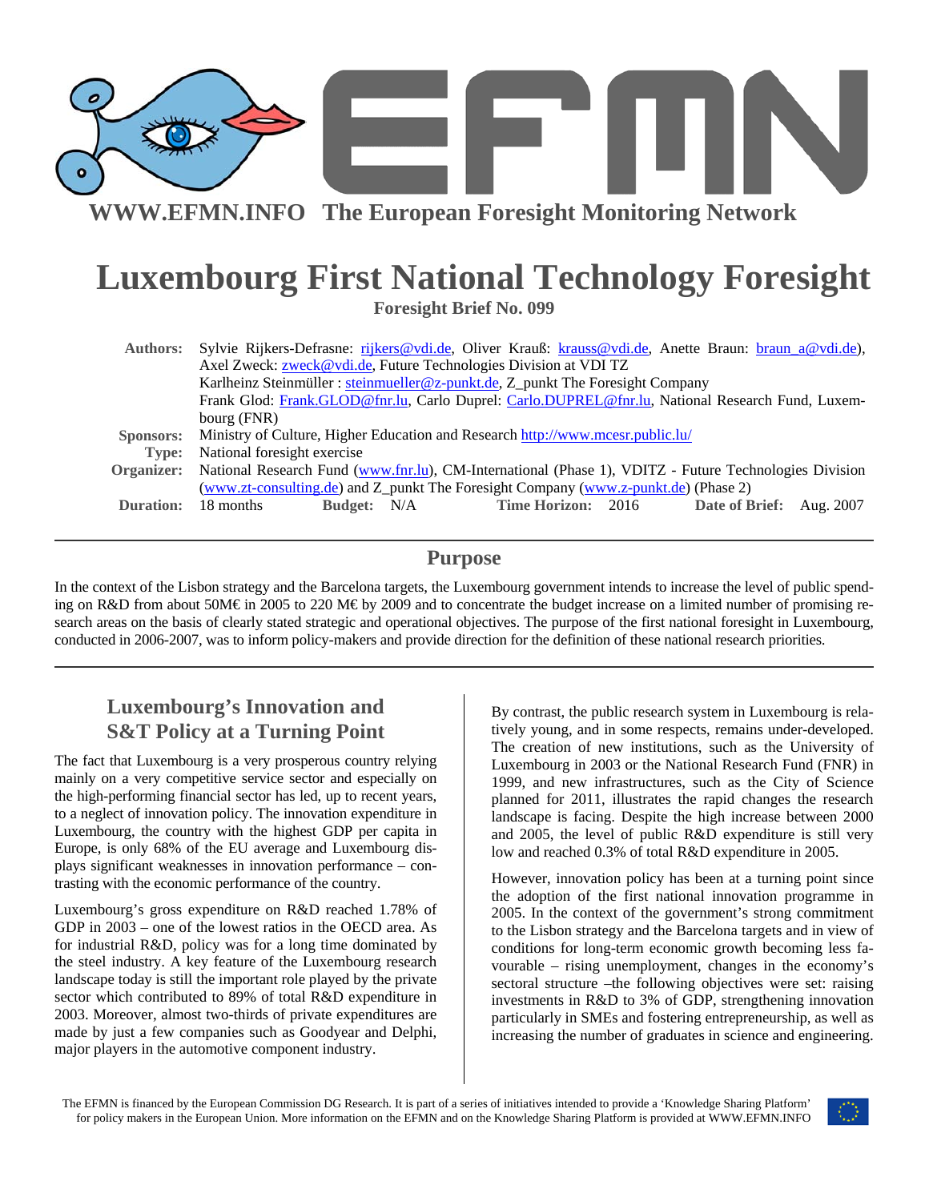**WWW.EFMN.INFO The European Foresight Monitoring Network**

# Luxembourg First National Technology Foresight

**Foresight Brief No. 099**

| | |
|---|---|
| **Authors:** | Sylvie Rijkers-Defrasne: rijkers@vdi.de, Oliver Krauß: krauss@vdi.de, Anette Braun: braun_a@vdi.de), Axel Zweck: zweck@vdi.de, Future Technologies Division at VDI TZ<br>Karlheinz Steinmüller : steinmueller@z-punkt.de, Z_punkt The Foresight Company<br>Frank Glod: Frank.GLOD@fnr.lu, Carlo Duprel: Carlo.DUPREL@fnr.lu, National Research Fund, Luxembourg (FNR) |
| **Sponsors:** | Ministry of Culture, Higher Education and Research http://www.mcesr.public.lu/ |
| **Type:** | National foresight exercise |
| **Organizer:** | National Research Fund (www.fnr.lu), CM-International (Phase 1), VDITZ - Future Technologies Division (www.zt-consulting.de) and Z_punkt The Foresight Company (www.z-punkt.de) (Phase 2) |
| **Duration:** | 18 months **Budget:** N/A **Time Horizon:** 2016 **Date of Brief:** Aug. 2007 |

## Purpose

In the context of the Lisbon strategy and the Barcelona targets, the Luxembourg government intends to increase the level of public spending on R&D from about 50M€ in 2005 to 220 M€ by 2009 and to concentrate the budget increase on a limited number of promising research areas on the basis of clearly stated strategic and operational objectives. The purpose of the first national foresight in Luxembourg, conducted in 2006-2007, was to inform policy-makers and provide direction for the definition of these national research priorities.

## Luxembourg's Innovation and S&T Policy at a Turning Point

The fact that Luxembourg is a very prosperous country relying mainly on a very competitive service sector and especially on the high-performing financial sector has led, up to recent years, to a neglect of innovation policy. The innovation expenditure in Luxembourg, the country with the highest GDP per capita in Europe, is only 68% of the EU average and Luxembourg displays significant weaknesses in innovation performance – contrasting with the economic performance of the country.

Luxembourg's gross expenditure on R&D reached 1.78% of GDP in 2003 – one of the lowest ratios in the OECD area. As for industrial R&D, policy was for a long time dominated by the steel industry. A key feature of the Luxembourg research landscape today is still the important role played by the private sector which contributed to 89% of total R&D expenditure in 2003. Moreover, almost two-thirds of private expenditures are made by just a few companies such as Goodyear and Delphi, major players in the automotive component industry.

By contrast, the public research system in Luxembourg is relatively young, and in some respects, remains under-developed. The creation of new institutions, such as the University of Luxembourg in 2003 or the National Research Fund (FNR) in 1999, and new infrastructures, such as the City of Science planned for 2011, illustrates the rapid changes the research landscape is facing. Despite the high increase between 2000 and 2005, the level of public R&D expenditure is still very low and reached 0.3% of total R&D expenditure in 2005.

However, innovation policy has been at a turning point since the adoption of the first national innovation programme in 2005. In the context of the government's strong commitment to the Lisbon strategy and the Barcelona targets and in view of conditions for long-term economic growth becoming less favourable – rising unemployment, changes in the economy's sectoral structure –the following objectives were set: raising investments in R&D to 3% of GDP, strengthening innovation particularly in SMEs and fostering entrepreneurship, as well as increasing the number of graduates in science and engineering.

The EFMN is financed by the European Commission DG Research. It is part of a series of initiatives intended to provide a 'Knowledge Sharing Platform' for policy makers in the European Union. More information on the EFMN and on the Knowledge Sharing Platform is provided at WWW.EFMN.INFO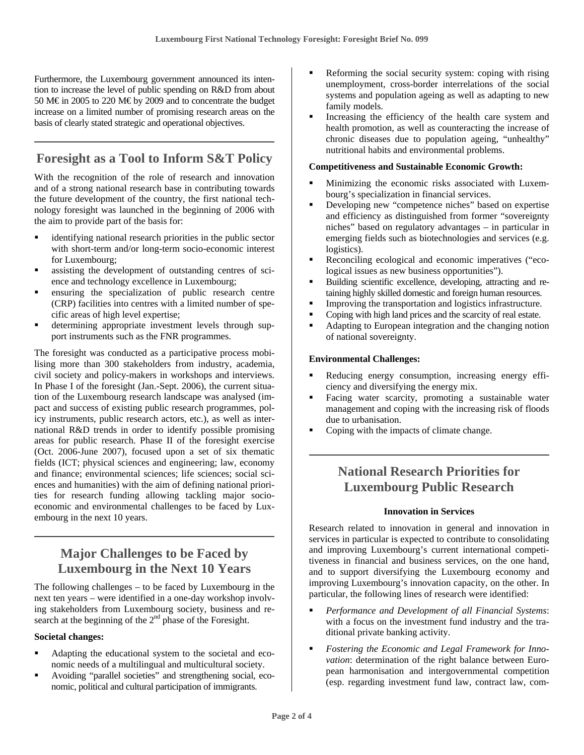Furthermore, the Luxembourg government announced its intention to increase the level of public spending on R&D from about 50 M€ in 2005 to 220 M€ by 2009 and to concentrate the budget increase on a limited number of promising research areas on the basis of clearly stated strategic and operational objectives.

## Foresight as a Tool to Inform S&T Policy

With the recognition of the role of research and innovation and of a strong national research base in contributing towards the future development of the country, the first national technology foresight was launched in the beginning of 2006 with the aim to provide part of the basis for:

- identifying national research priorities in the public sector with short-term and/or long-term socio-economic interest for Luxembourg;
- assisting the development of outstanding centres of science and technology excellence in Luxembourg;
- ensuring the specialization of public research centre (CRP) facilities into centres with a limited number of specific areas of high level expertise;
- determining appropriate investment levels through support instruments such as the FNR programmes.

The foresight was conducted as a participative process mobilising more than 300 stakeholders from industry, academia, civil society and policy-makers in workshops and interviews. In Phase I of the foresight (Jan.-Sept. 2006), the current situation of the Luxembourg research landscape was analysed (impact and success of existing public research programmes, policy instruments, public research actors, etc.), as well as international R&D trends in order to identify possible promising areas for public research. Phase II of the foresight exercise (Oct. 2006-June 2007), focused upon a set of six thematic fields (ICT; physical sciences and engineering; law, economy and finance; environmental sciences; life sciences; social sciences and humanities) with the aim of defining national priorities for research funding allowing tackling major socio-economic and environmental challenges to be faced by Luxembourg in the next 10 years.

## Major Challenges to be Faced by Luxembourg in the Next 10 Years

The following challenges – to be faced by Luxembourg in the next ten years – were identified in a one-day workshop involving stakeholders from Luxembourg society, business and research at the beginning of the 2nd phase of the Foresight.

**Societal changes:**

- Adapting the educational system to the societal and economic needs of a multilingual and multicultural society.
- Avoiding "parallel societies" and strengthening social, economic, political and cultural participation of immigrants.
- Reforming the social security system: coping with rising unemployment, cross-border interrelations of the social systems and population ageing as well as adapting to new family models.
- Increasing the efficiency of the health care system and health promotion, as well as counteracting the increase of chronic diseases due to population ageing, "unhealthy" nutritional habits and environmental problems.

**Competitiveness and Sustainable Economic Growth:**

- Minimizing the economic risks associated with Luxembourg's specialization in financial services.
- Developing new "competence niches" based on expertise and efficiency as distinguished from former "sovereignty niches" based on regulatory advantages – in particular in emerging fields such as biotechnologies and services (e.g. logistics).
- Reconciling ecological and economic imperatives ("ecological issues as new business opportunities").
- Building scientific excellence, developing, attracting and retaining highly skilled domestic and foreign human resources.
- Improving the transportation and logistics infrastructure.
- Coping with high land prices and the scarcity of real estate.
- Adapting to European integration and the changing notion of national sovereignty.

**Environmental Challenges:**

- Reducing energy consumption, increasing energy efficiency and diversifying the energy mix.
- Facing water scarcity, promoting a sustainable water management and coping with the increasing risk of floods due to urbanisation.
- Coping with the impacts of climate change.

## National Research Priorities for Luxembourg Public Research

### Innovation in Services

Research related to innovation in general and innovation in services in particular is expected to contribute to consolidating and improving Luxembourg's current international competitiveness in financial and business services, on the one hand, and to support diversifying the Luxembourg economy and improving Luxembourg's innovation capacity, on the other. In particular, the following lines of research were identified:

- *Performance and Development of all Financial Systems*: with a focus on the investment fund industry and the traditional private banking activity.
- *Fostering the Economic and Legal Framework for Innovation*: determination of the right balance between European harmonisation and intergovernmental competition (esp. regarding investment fund law, contract law, com-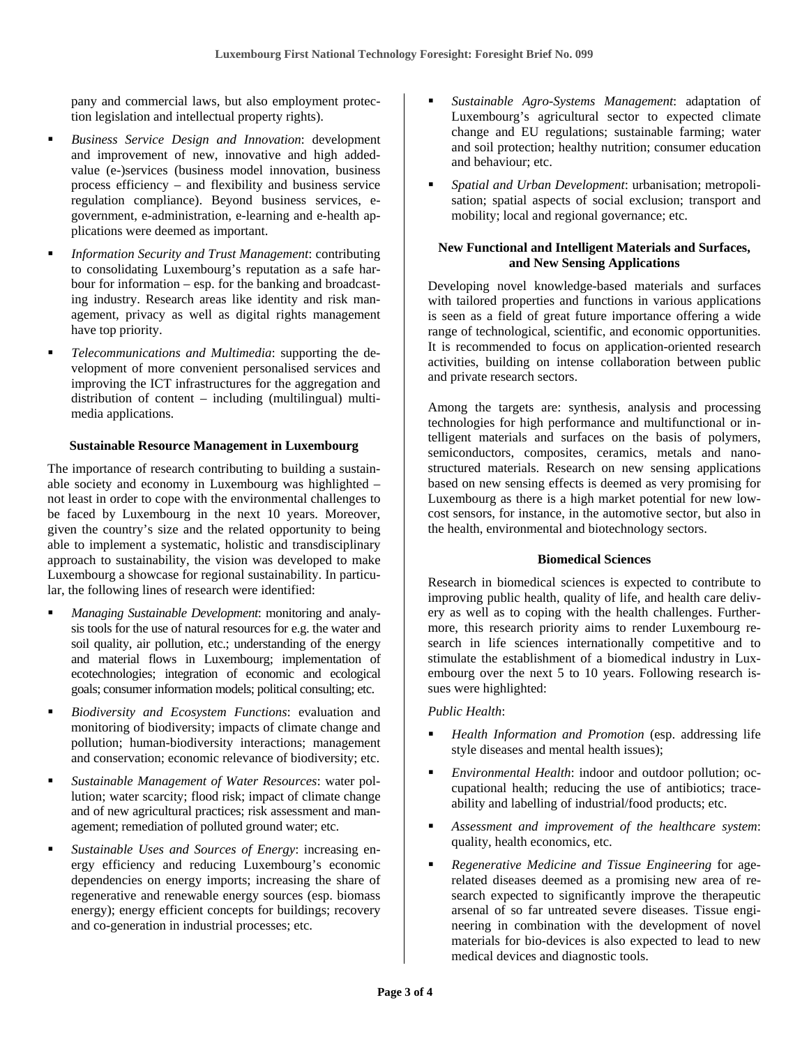pany and commercial laws, but also employment protection legislation and intellectual property rights).

- *Business Service Design and Innovation*: development and improvement of new, innovative and high added-value (e-)services (business model innovation, business process efficiency – and flexibility and business service regulation compliance). Beyond business services, e-government, e-administration, e-learning and e-health applications were deemed as important.
- *Information Security and Trust Management*: contributing to consolidating Luxembourg's reputation as a safe harbour for information – esp. for the banking and broadcasting industry. Research areas like identity and risk management, privacy as well as digital rights management have top priority.
- *Telecommunications and Multimedia*: supporting the development of more convenient personalised services and improving the ICT infrastructures for the aggregation and distribution of content – including (multilingual) multimedia applications.

### Sustainable Resource Management in Luxembourg

The importance of research contributing to building a sustainable society and economy in Luxembourg was highlighted – not least in order to cope with the environmental challenges to be faced by Luxembourg in the next 10 years. Moreover, given the country's size and the related opportunity to being able to implement a systematic, holistic and transdisciplinary approach to sustainability, the vision was developed to make Luxembourg a showcase for regional sustainability. In particular, the following lines of research were identified:

- *Managing Sustainable Development*: monitoring and analysis tools for the use of natural resources for e.g. the water and soil quality, air pollution, etc.; understanding of the energy and material flows in Luxembourg; implementation of ecotechnologies; integration of economic and ecological goals; consumer information models; political consulting; etc.
- *Biodiversity and Ecosystem Functions*: evaluation and monitoring of biodiversity; impacts of climate change and pollution; human-biodiversity interactions; management and conservation; economic relevance of biodiversity; etc.
- *Sustainable Management of Water Resources*: water pollution; water scarcity; flood risk; impact of climate change and of new agricultural practices; risk assessment and management; remediation of polluted ground water; etc.
- *Sustainable Uses and Sources of Energy*: increasing energy efficiency and reducing Luxembourg's economic dependencies on energy imports; increasing the share of regenerative and renewable energy sources (esp. biomass energy); energy efficient concepts for buildings; recovery and co-generation in industrial processes; etc.
- *Sustainable Agro-Systems Management*: adaptation of Luxembourg's agricultural sector to expected climate change and EU regulations; sustainable farming; water and soil protection; healthy nutrition; consumer education and behaviour; etc.
- *Spatial and Urban Development*: urbanisation; metropolisation; spatial aspects of social exclusion; transport and mobility; local and regional governance; etc.

### New Functional and Intelligent Materials and Surfaces, and New Sensing Applications

Developing novel knowledge-based materials and surfaces with tailored properties and functions in various applications is seen as a field of great future importance offering a wide range of technological, scientific, and economic opportunities. It is recommended to focus on application-oriented research activities, building on intense collaboration between public and private research sectors.

Among the targets are: synthesis, analysis and processing technologies for high performance and multifunctional or intelligent materials and surfaces on the basis of polymers, semiconductors, composites, ceramics, metals and nanostructured materials. Research on new sensing applications based on new sensing effects is deemed as very promising for Luxembourg as there is a high market potential for new low-cost sensors, for instance, in the automotive sector, but also in the health, environmental and biotechnology sectors.

### Biomedical Sciences

Research in biomedical sciences is expected to contribute to improving public health, quality of life, and health care delivery as well as to coping with the health challenges. Furthermore, this research priority aims to render Luxembourg research in life sciences internationally competitive and to stimulate the establishment of a biomedical industry in Luxembourg over the next 5 to 10 years. Following research issues were highlighted:

*Public Health*:

- *Health Information and Promotion* (esp. addressing life style diseases and mental health issues);
- *Environmental Health*: indoor and outdoor pollution; occupational health; reducing the use of antibiotics; traceability and labelling of industrial/food products; etc.
- *Assessment and improvement of the healthcare system*: quality, health economics, etc.
- *Regenerative Medicine and Tissue Engineering* for age-related diseases deemed as a promising new area of research expected to significantly improve the therapeutic arsenal of so far untreated severe diseases. Tissue engineering in combination with the development of novel materials for bio-devices is also expected to lead to new medical devices and diagnostic tools.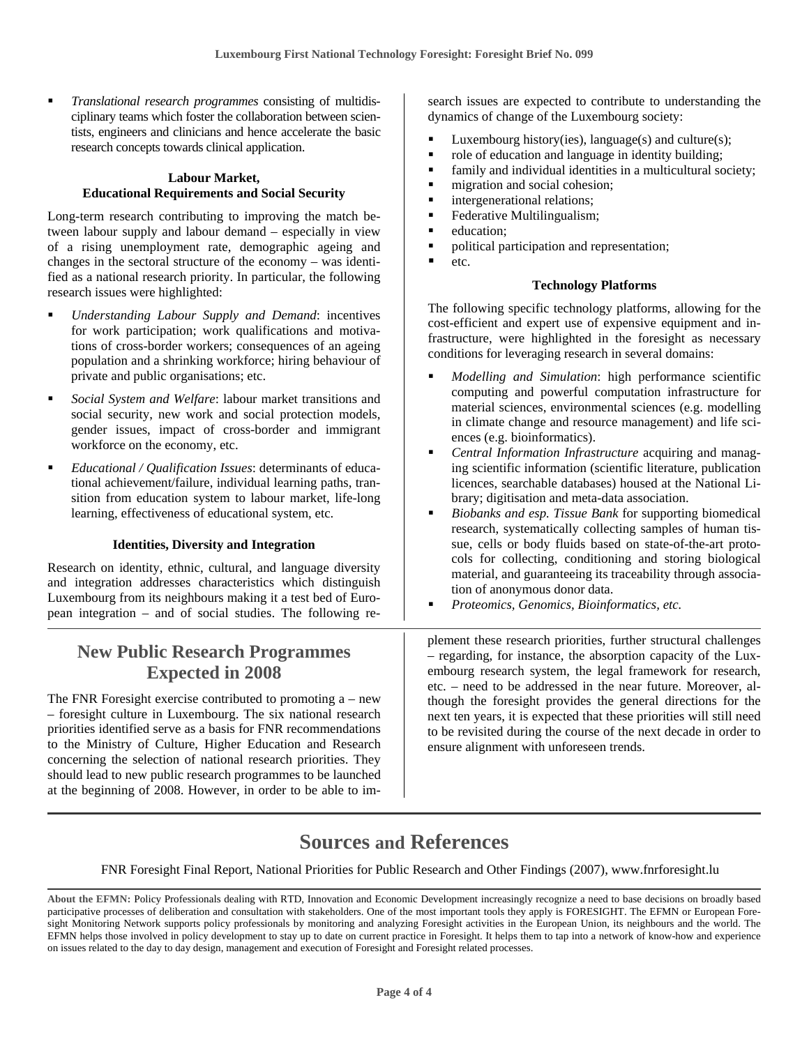- *Translational research programmes* consisting of multidisciplinary teams which foster the collaboration between scientists, engineers and clinicians and hence accelerate the basic research concepts towards clinical application.

### Labour Market, Educational Requirements and Social Security

Long-term research contributing to improving the match between labour supply and labour demand – especially in view of a rising unemployment rate, demographic ageing and changes in the sectoral structure of the economy – was identified as a national research priority. In particular, the following research issues were highlighted:

- *Understanding Labour Supply and Demand*: incentives for work participation; work qualifications and motivations of cross-border workers; consequences of an ageing population and a shrinking workforce; hiring behaviour of private and public organisations; etc.
- *Social System and Welfare*: labour market transitions and social security, new work and social protection models, gender issues, impact of cross-border and immigrant workforce on the economy, etc.
- *Educational / Qualification Issues*: determinants of educational achievement/failure, individual learning paths, transition from education system to labour market, life-long learning, effectiveness of educational system, etc.

### Identities, Diversity and Integration

Research on identity, ethnic, cultural, and language diversity and integration addresses characteristics which distinguish Luxembourg from its neighbours making it a test bed of European integration – and of social studies. The following research issues are expected to contribute to understanding the dynamics of change of the Luxembourg society:

- Luxembourg history(ies), language(s) and culture(s);
- role of education and language in identity building;
- family and individual identities in a multicultural society;
- migration and social cohesion;
- intergenerational relations;
- Federative Multilingualism;
- education;
- political participation and representation;
- etc.

### Technology Platforms

The following specific technology platforms, allowing for the cost-efficient and expert use of expensive equipment and infrastructure, were highlighted in the foresight as necessary conditions for leveraging research in several domains:

- *Modelling and Simulation*: high performance scientific computing and powerful computation infrastructure for material sciences, environmental sciences (e.g. modelling in climate change and resource management) and life sciences (e.g. bioinformatics).
- *Central Information Infrastructure* acquiring and managing scientific information (scientific literature, publication licences, searchable databases) housed at the National Library; digitisation and meta-data association.
- *Biobanks and esp. Tissue Bank* for supporting biomedical research, systematically collecting samples of human tissue, cells or body fluids based on state-of-the-art protocols for collecting, conditioning and storing biological material, and guaranteeing its traceability through association of anonymous donor data.
- *Proteomics, Genomics, Bioinformatics, etc*.

## New Public Research Programmes Expected in 2008

The FNR Foresight exercise contributed to promoting a – new – foresight culture in Luxembourg. The six national research priorities identified serve as a basis for FNR recommendations to the Ministry of Culture, Higher Education and Research concerning the selection of national research priorities. They should lead to new public research programmes to be launched at the beginning of 2008. However, in order to be able to implement these research priorities, further structural challenges – regarding, for instance, the absorption capacity of the Luxembourg research system, the legal framework for research, etc. – need to be addressed in the near future. Moreover, although the foresight provides the general directions for the next ten years, it is expected that these priorities will still need to be revisited during the course of the next decade in order to ensure alignment with unforeseen trends.

## Sources and References

FNR Foresight Final Report, National Priorities for Public Research and Other Findings (2007), www.fnrforesight.lu

**About the EFMN:** Policy Professionals dealing with RTD, Innovation and Economic Development increasingly recognize a need to base decisions on broadly based participative processes of deliberation and consultation with stakeholders. One of the most important tools they apply is FORESIGHT. The EFMN or European Foresight Monitoring Network supports policy professionals by monitoring and analyzing Foresight activities in the European Union, its neighbours and the world. The EFMN helps those involved in policy development to stay up to date on current practice in Foresight. It helps them to tap into a network of know-how and experience on issues related to the day to day design, management and execution of Foresight and Foresight related processes.